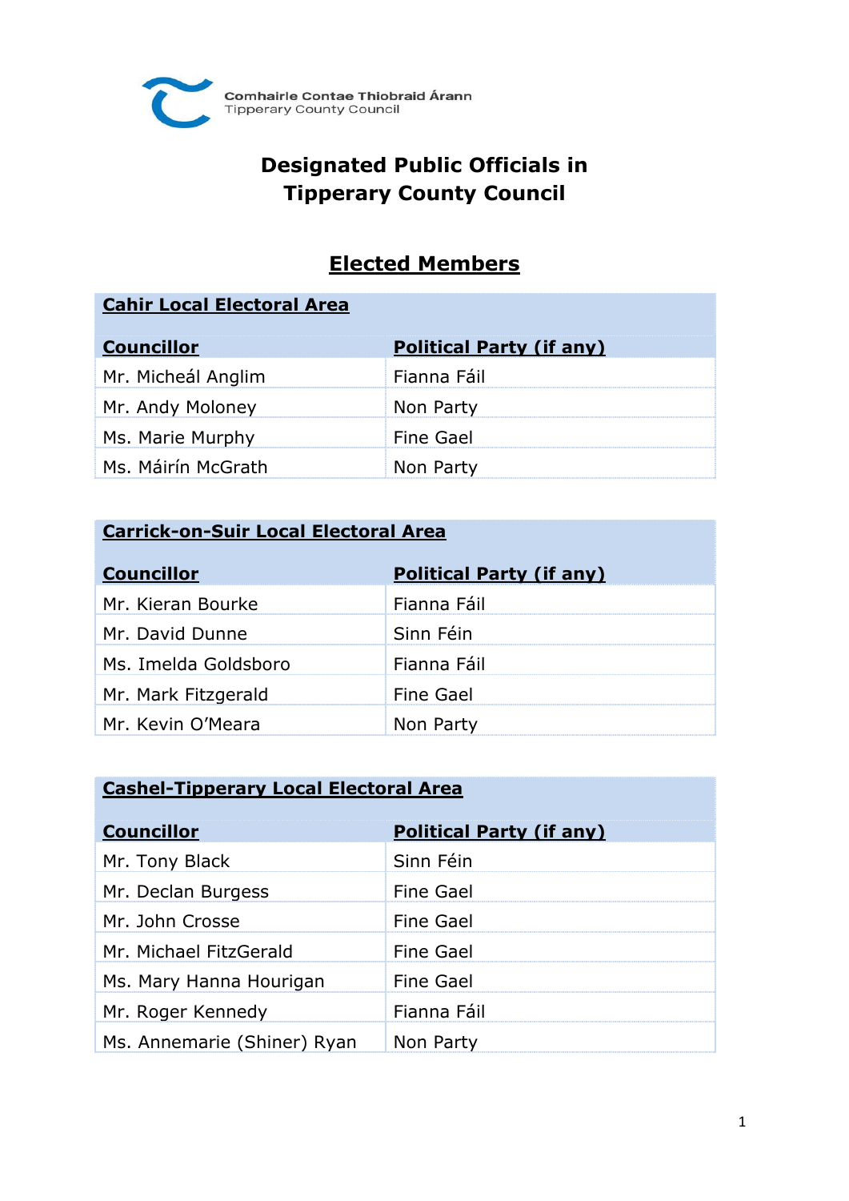Comhairle Contae Thiobraid Árann
Tipperary County Council

# Designated Public Officials in Tipperary County Council

## Elected Members

| **Cahir Local Electoral Area** | |
|---|---|
| **Councillor** | **Political Party (if any)** |
| Mr. Micheál Anglim | Fianna Fáil |
| Mr. Andy Moloney | Non Party |
| Ms. Marie Murphy | Fine Gael |
| Ms. Máirín McGrath | Non Party |

| **Carrick-on-Suir Local Electoral Area** | |
|---|---|
| **Councillor** | **Political Party (if any)** |
| Mr. Kieran Bourke | Fianna Fáil |
| Mr. David Dunne | Sinn Féin |
| Ms. Imelda Goldsboro | Fianna Fáil |
| Mr. Mark Fitzgerald | Fine Gael |
| Mr. Kevin O'Meara | Non Party |

| **Cashel-Tipperary Local Electoral Area** | |
|---|---|
| **Councillor** | **Political Party (if any)** |
| Mr. Tony Black | Sinn Féin |
| Mr. Declan Burgess | Fine Gael |
| Mr. John Crosse | Fine Gael |
| Mr. Michael FitzGerald | Fine Gael |
| Ms. Mary Hanna Hourigan | Fine Gael |
| Mr. Roger Kennedy | Fianna Fáil |
| Ms. Annemarie (Shiner) Ryan | Non Party |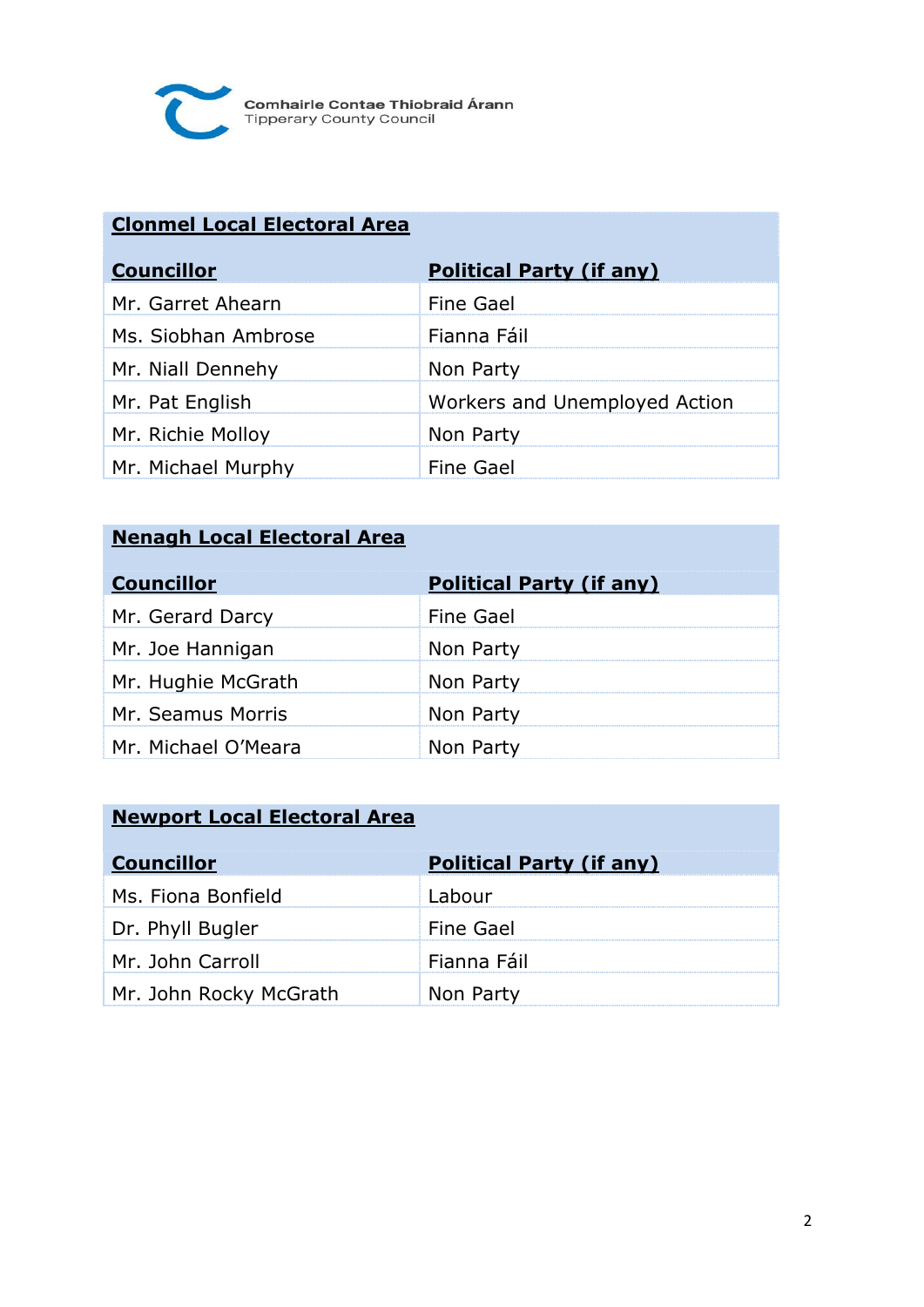Comhairle Contae Thiobraid Árann
Tipperary County Council

| Clonmel Local Electoral Area | |
|---|---|
| **Councillor** | **Political Party (if any)** |
| Mr. Garret Ahearn | Fine Gael |
| Ms. Siobhan Ambrose | Fianna Fáil |
| Mr. Niall Dennehy | Non Party |
| Mr. Pat English | Workers and Unemployed Action |
| Mr. Richie Molloy | Non Party |
| Mr. Michael Murphy | Fine Gael |

| Nenagh Local Electoral Area | |
|---|---|
| **Councillor** | **Political Party (if any)** |
| Mr. Gerard Darcy | Fine Gael |
| Mr. Joe Hannigan | Non Party |
| Mr. Hughie McGrath | Non Party |
| Mr. Seamus Morris | Non Party |
| Mr. Michael O'Meara | Non Party |

| Newport Local Electoral Area | |
|---|---|
| **Councillor** | **Political Party (if any)** |
| Ms. Fiona Bonfield | Labour |
| Dr. Phyll Bugler | Fine Gael |
| Mr. John Carroll | Fianna Fáil |
| Mr. John Rocky McGrath | Non Party |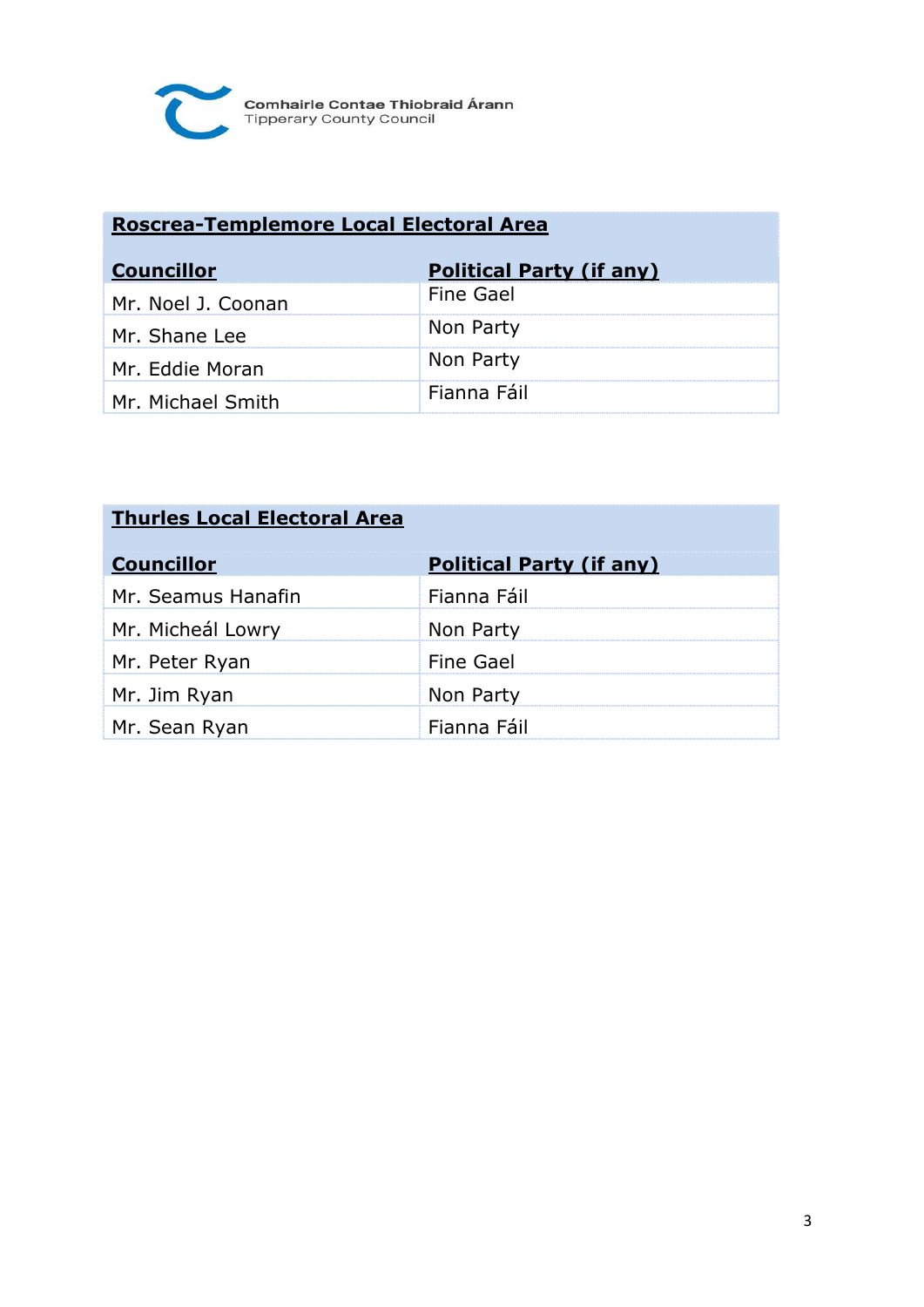Comhairle Contae Thiobraid Árann
Tipperary County Council

| Roscrea-Templemore Local Electoral Area | |
|---|---|
| **Councillor** | **Political Party (if any)** |
| Mr. Noel J. Coonan | Fine Gael |
| Mr. Shane Lee | Non Party |
| Mr. Eddie Moran | Non Party |
| Mr. Michael Smith | Fianna Fáil |

| Thurles Local Electoral Area | |
|---|---|
| **Councillor** | **Political Party (if any)** |
| Mr. Seamus Hanafin | Fianna Fáil |
| Mr. Micheál Lowry | Non Party |
| Mr. Peter Ryan | Fine Gael |
| Mr. Jim Ryan | Non Party |
| Mr. Sean Ryan | Fianna Fáil |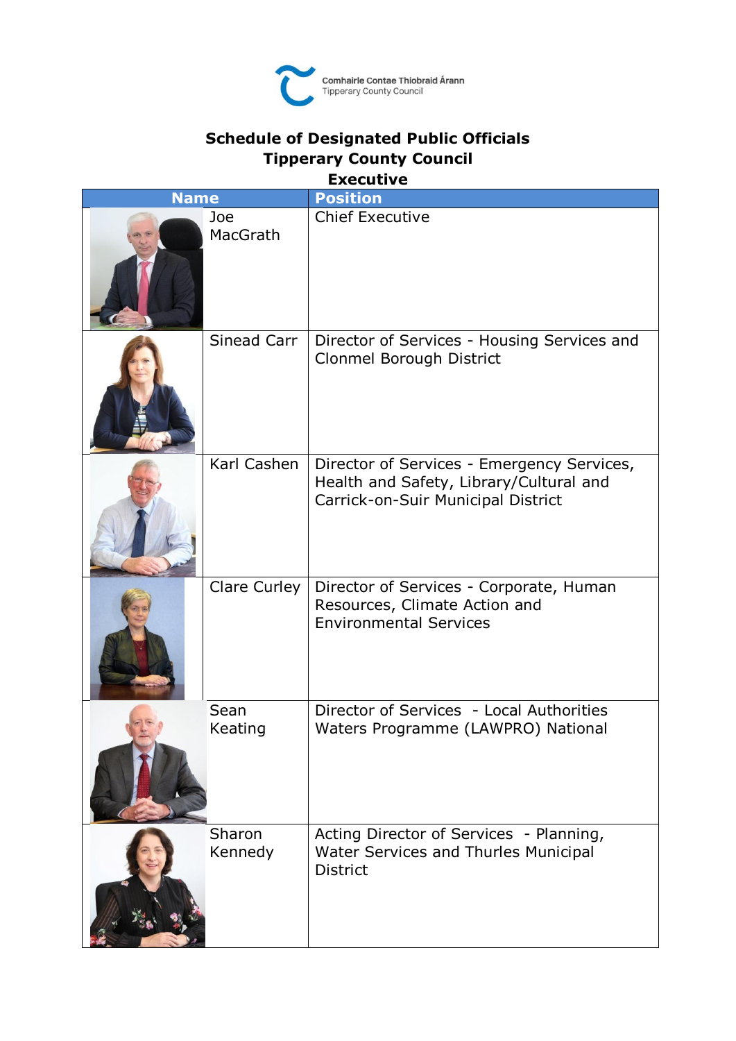Comhairle Contae Thiobraid Árann
Tipperary County Council

**Schedule of Designated Public Officials**
**Tipperary County Council**
**Executive**

| Name | Position |
|---|---|
| Joe MacGrath | Chief Executive |
| Sinead Carr | Director of Services - Housing Services and Clonmel Borough District |
| Karl Cashen | Director of Services - Emergency Services, Health and Safety, Library/Cultural and Carrick-on-Suir Municipal District |
| Clare Curley | Director of Services - Corporate, Human Resources, Climate Action and Environmental Services |
| Sean Keating | Director of Services - Local Authorities Waters Programme (LAWPRO) National |
| Sharon Kennedy | Acting Director of Services - Planning, Water Services and Thurles Municipal District |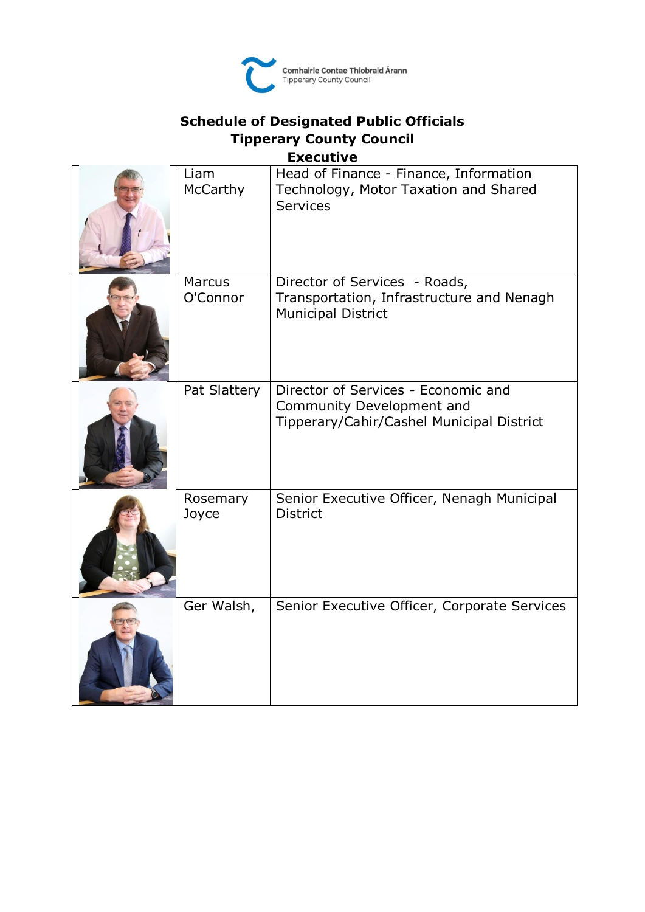Comhairle Contae Thiobraid Árann
Tipperary County Council

# Schedule of Designated Public Officials
## Tipperary County Council
### Executive

| | | |
|---|---|---|
| | Liam McCarthy | Head of Finance - Finance, Information Technology, Motor Taxation and Shared Services |
| | Marcus O'Connor | Director of Services - Roads, Transportation, Infrastructure and Nenagh Municipal District |
| | Pat Slattery | Director of Services - Economic and Community Development and Tipperary/Cahir/Cashel Municipal District |
| | Rosemary Joyce | Senior Executive Officer, Nenagh Municipal District |
| | Ger Walsh, | Senior Executive Officer, Corporate Services |